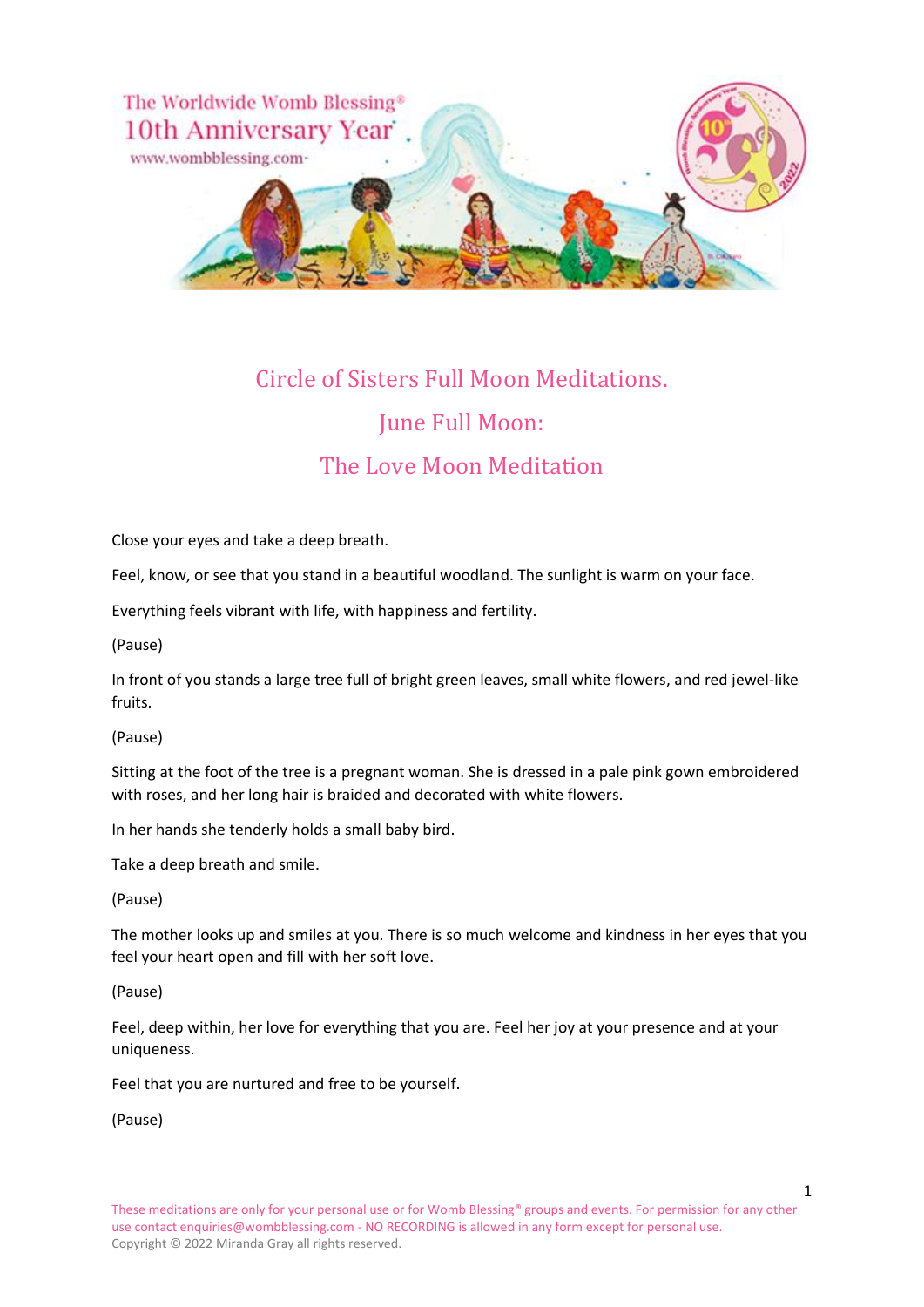# Circle of Sisters Full Moon Meditations.

## June Full Moon:

## The Love Moon Meditation

Close your eyes and take a deep breath.

Feel, know, or see that you stand in a beautiful woodland. The sunlight is warm on your face.

Everything feels vibrant with life, with happiness and fertility.

(Pause)

In front of you stands a large tree full of bright green leaves, small white flowers, and red jewel-like fruits.

(Pause)

Sitting at the foot of the tree is a pregnant woman. She is dressed in a pale pink gown embroidered with roses, and her long hair is braided and decorated with white flowers.

In her hands she tenderly holds a small baby bird.

Take a deep breath and smile.

(Pause)

The mother looks up and smiles at you. There is so much welcome and kindness in her eyes that you feel your heart open and fill with her soft love.

(Pause)

Feel, deep within, her love for everything that you are. Feel her joy at your presence and at your uniqueness.

Feel that you are nurtured and free to be yourself.

(Pause)

These meditations are only for your personal use or for Womb Blessing® groups and events. For permission for any other use contact enquiries@wombblessing.com - NO RECORDING is allowed in any form except for personal use.
Copyright © 2022 Miranda Gray all rights reserved.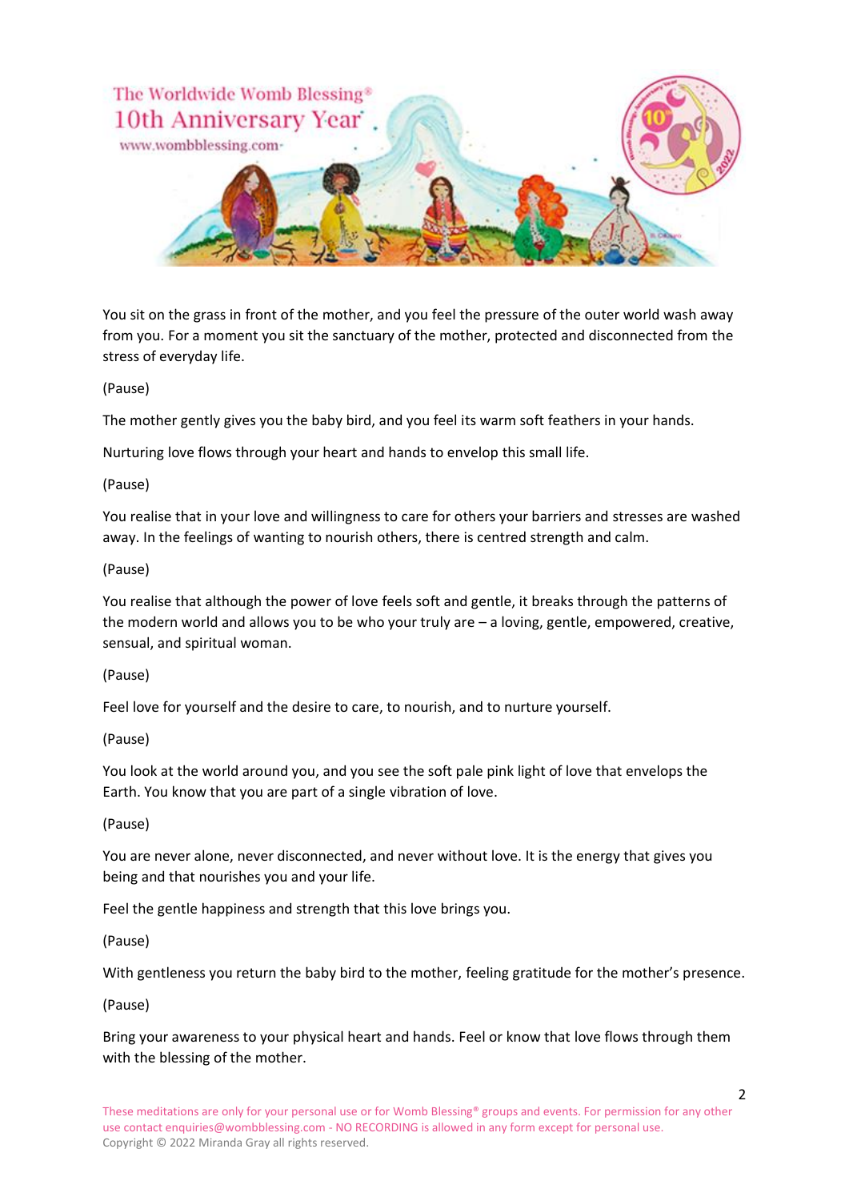You sit on the grass in front of the mother, and you feel the pressure of the outer world wash away from you. For a moment you sit the sanctuary of the mother, protected and disconnected from the stress of everyday life.

(Pause)

The mother gently gives you the baby bird, and you feel its warm soft feathers in your hands.

Nurturing love flows through your heart and hands to envelop this small life.

(Pause)

You realise that in your love and willingness to care for others your barriers and stresses are washed away. In the feelings of wanting to nourish others, there is centred strength and calm.

(Pause)

You realise that although the power of love feels soft and gentle, it breaks through the patterns of the modern world and allows you to be who your truly are – a loving, gentle, empowered, creative, sensual, and spiritual woman.

(Pause)

Feel love for yourself and the desire to care, to nourish, and to nurture yourself.

(Pause)

You look at the world around you, and you see the soft pale pink light of love that envelops the Earth. You know that you are part of a single vibration of love.

(Pause)

You are never alone, never disconnected, and never without love. It is the energy that gives you being and that nourishes you and your life.

Feel the gentle happiness and strength that this love brings you.

(Pause)

With gentleness you return the baby bird to the mother, feeling gratitude for the mother's presence.

(Pause)

Bring your awareness to your physical heart and hands. Feel or know that love flows through them with the blessing of the mother.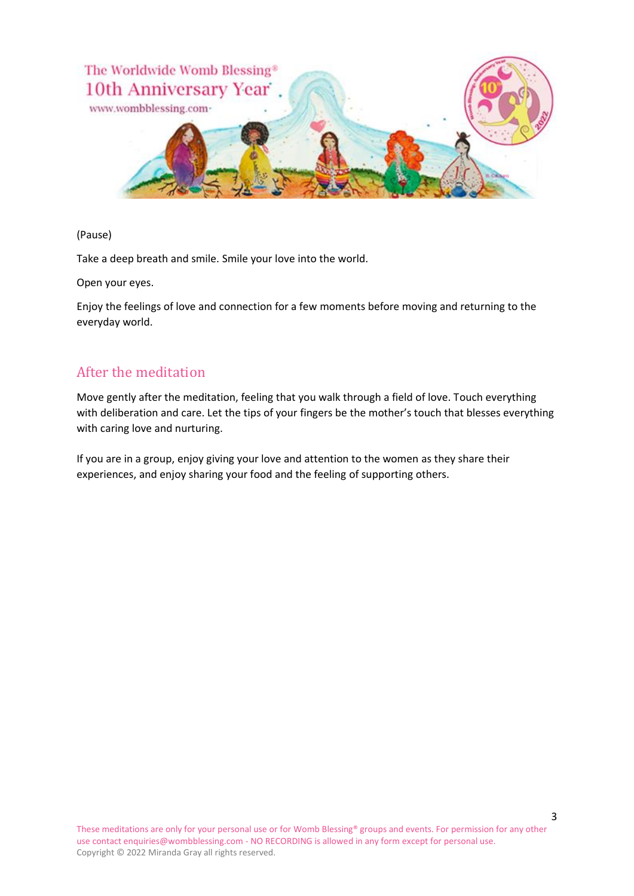(Pause)

Take a deep breath and smile. Smile your love into the world.

Open your eyes.

Enjoy the feelings of love and connection for a few moments before moving and returning to the everyday world.

## After the meditation

Move gently after the meditation, feeling that you walk through a field of love. Touch everything with deliberation and care. Let the tips of your fingers be the mother's touch that blesses everything with caring love and nurturing.

If you are in a group, enjoy giving your love and attention to the women as they share their experiences, and enjoy sharing your food and the feeling of supporting others.